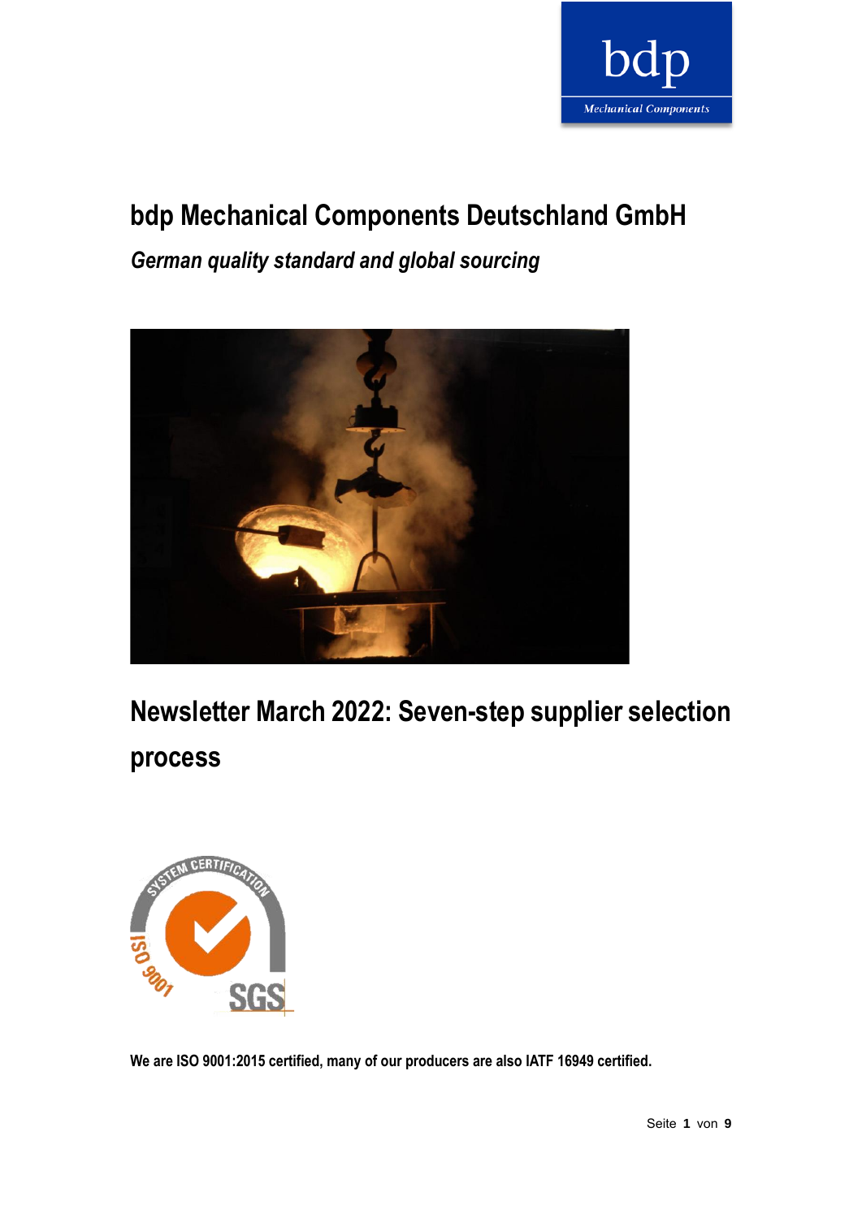# bdp Mechanical Components Deutschland GmbH

*German quality standard and global sourcing*

## Newsletter March 2022: Seven-step supplier selection process

**We are ISO 9001:2015 certified, many of our producers are also IATF 16949 certified.**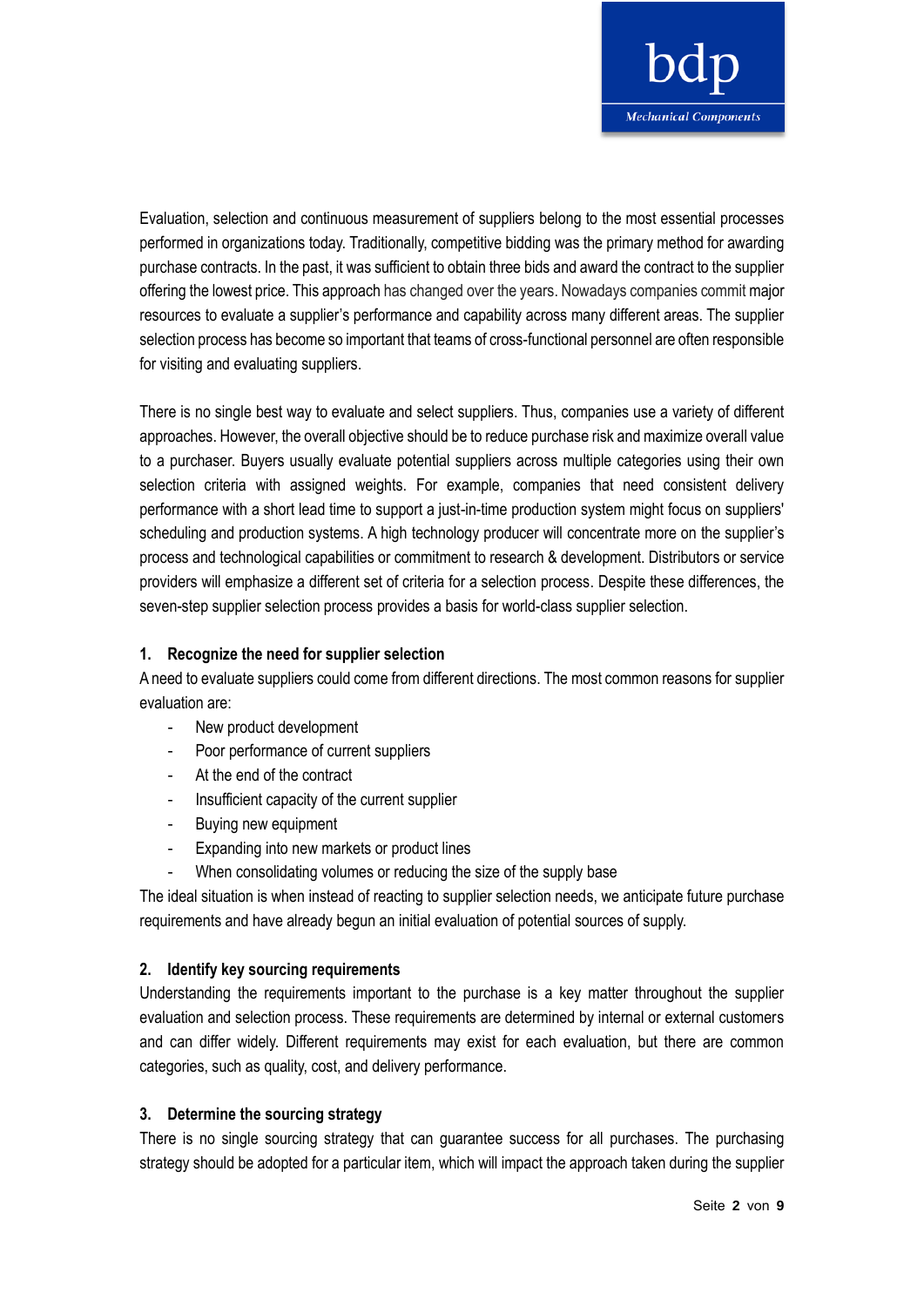Evaluation, selection and continuous measurement of suppliers belong to the most essential processes performed in organizations today. Traditionally, competitive bidding was the primary method for awarding purchase contracts. In the past, it was sufficient to obtain three bids and award the contract to the supplier offering the lowest price. This approach has changed over the years. Nowadays companies commit major resources to evaluate a supplier's performance and capability across many different areas. The supplier selection process has become so important that teams of cross-functional personnel are often responsible for visiting and evaluating suppliers.

There is no single best way to evaluate and select suppliers. Thus, companies use a variety of different approaches. However, the overall objective should be to reduce purchase risk and maximize overall value to a purchaser. Buyers usually evaluate potential suppliers across multiple categories using their own selection criteria with assigned weights. For example, companies that need consistent delivery performance with a short lead time to support a just-in-time production system might focus on suppliers' scheduling and production systems. A high technology producer will concentrate more on the supplier's process and technological capabilities or commitment to research & development. Distributors or service providers will emphasize a different set of criteria for a selection process. Despite these differences, the seven-step supplier selection process provides a basis for world-class supplier selection.

### 1. Recognize the need for supplier selection

A need to evaluate suppliers could come from different directions. The most common reasons for supplier evaluation are:

- New product development
- Poor performance of current suppliers
- At the end of the contract
- Insufficient capacity of the current supplier
- Buying new equipment
- Expanding into new markets or product lines
- When consolidating volumes or reducing the size of the supply base

The ideal situation is when instead of reacting to supplier selection needs, we anticipate future purchase requirements and have already begun an initial evaluation of potential sources of supply.

### 2. Identify key sourcing requirements

Understanding the requirements important to the purchase is a key matter throughout the supplier evaluation and selection process. These requirements are determined by internal or external customers and can differ widely. Different requirements may exist for each evaluation, but there are common categories, such as quality, cost, and delivery performance.

### 3. Determine the sourcing strategy

There is no single sourcing strategy that can guarantee success for all purchases. The purchasing strategy should be adopted for a particular item, which will impact the approach taken during the supplier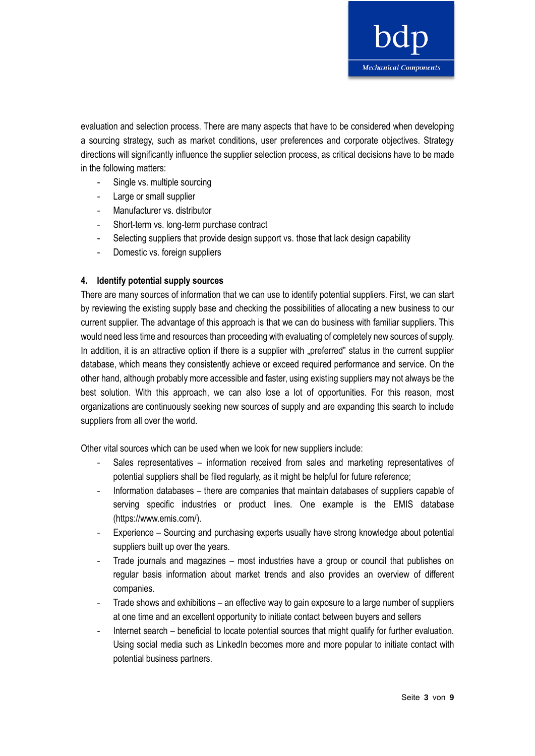evaluation and selection process. There are many aspects that have to be considered when developing a sourcing strategy, such as market conditions, user preferences and corporate objectives. Strategy directions will significantly influence the supplier selection process, as critical decisions have to be made in the following matters:

- Single vs. multiple sourcing
- Large or small supplier
- Manufacturer vs. distributor
- Short-term vs. long-term purchase contract
- Selecting suppliers that provide design support vs. those that lack design capability
- Domestic vs. foreign suppliers

#### 4. Identify potential supply sources

There are many sources of information that we can use to identify potential suppliers. First, we can start by reviewing the existing supply base and checking the possibilities of allocating a new business to our current supplier. The advantage of this approach is that we can do business with familiar suppliers. This would need less time and resources than proceeding with evaluating of completely new sources of supply. In addition, it is an attractive option if there is a supplier with „preferred" status in the current supplier database, which means they consistently achieve or exceed required performance and service. On the other hand, although probably more accessible and faster, using existing suppliers may not always be the best solution. With this approach, we can also lose a lot of opportunities. For this reason, most organizations are continuously seeking new sources of supply and are expanding this search to include suppliers from all over the world.

Other vital sources which can be used when we look for new suppliers include:

- Sales representatives – information received from sales and marketing representatives of potential suppliers shall be filed regularly, as it might be helpful for future reference;
- Information databases – there are companies that maintain databases of suppliers capable of serving specific industries or product lines. One example is the EMIS database (https://www.emis.com/).
- Experience – Sourcing and purchasing experts usually have strong knowledge about potential suppliers built up over the years.
- Trade journals and magazines – most industries have a group or council that publishes on regular basis information about market trends and also provides an overview of different companies.
- Trade shows and exhibitions – an effective way to gain exposure to a large number of suppliers at one time and an excellent opportunity to initiate contact between buyers and sellers
- Internet search – beneficial to locate potential sources that might qualify for further evaluation. Using social media such as LinkedIn becomes more and more popular to initiate contact with potential business partners.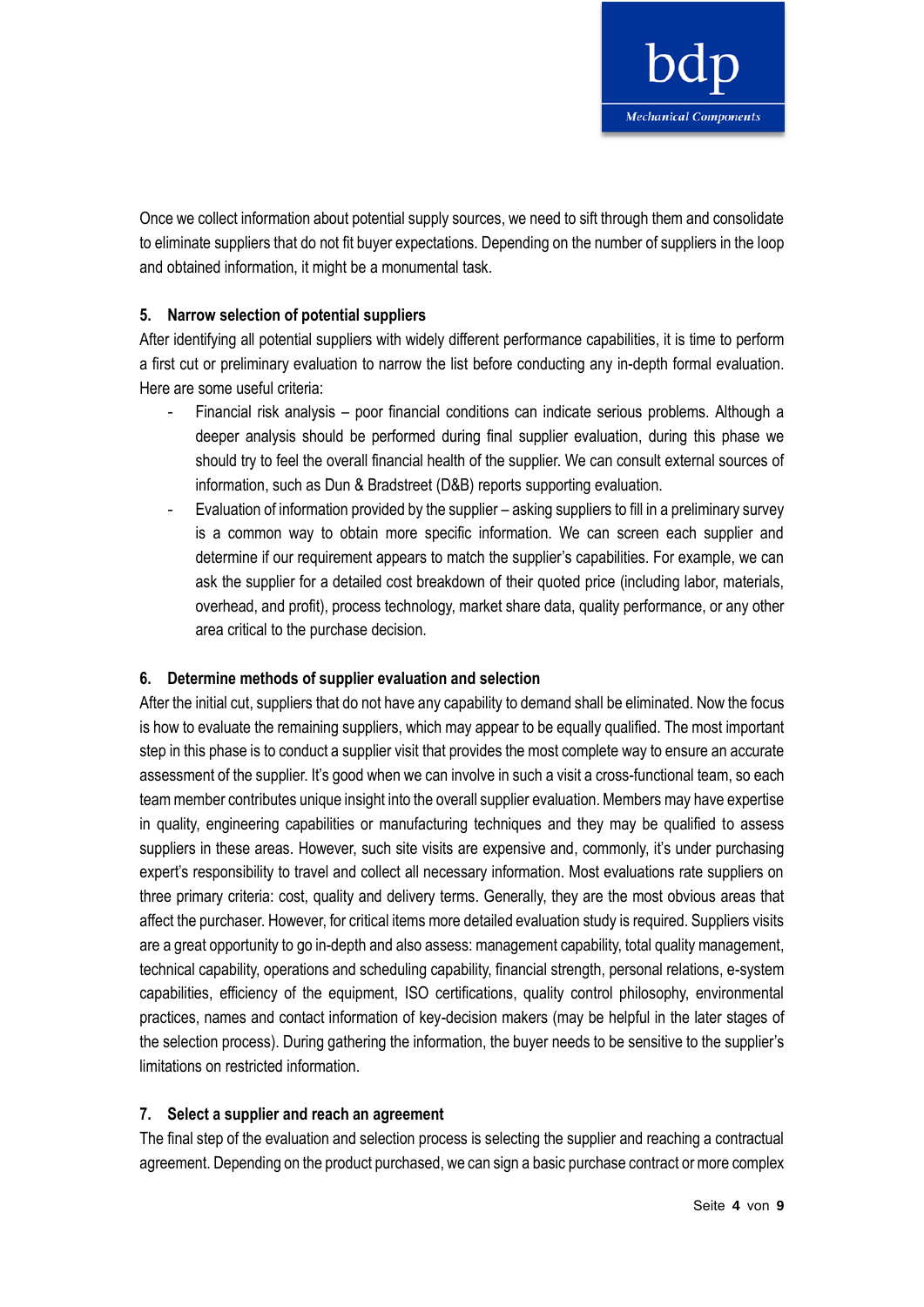Once we collect information about potential supply sources, we need to sift through them and consolidate to eliminate suppliers that do not fit buyer expectations. Depending on the number of suppliers in the loop and obtained information, it might be a monumental task.

**5. Narrow selection of potential suppliers**

After identifying all potential suppliers with widely different performance capabilities, it is time to perform a first cut or preliminary evaluation to narrow the list before conducting any in-depth formal evaluation. Here are some useful criteria:

- Financial risk analysis – poor financial conditions can indicate serious problems. Although a deeper analysis should be performed during final supplier evaluation, during this phase we should try to feel the overall financial health of the supplier. We can consult external sources of information, such as Dun & Bradstreet (D&B) reports supporting evaluation.
- Evaluation of information provided by the supplier – asking suppliers to fill in a preliminary survey is a common way to obtain more specific information. We can screen each supplier and determine if our requirement appears to match the supplier's capabilities. For example, we can ask the supplier for a detailed cost breakdown of their quoted price (including labor, materials, overhead, and profit), process technology, market share data, quality performance, or any other area critical to the purchase decision.

**6. Determine methods of supplier evaluation and selection**

After the initial cut, suppliers that do not have any capability to demand shall be eliminated. Now the focus is how to evaluate the remaining suppliers, which may appear to be equally qualified. The most important step in this phase is to conduct a supplier visit that provides the most complete way to ensure an accurate assessment of the supplier. It's good when we can involve in such a visit a cross-functional team, so each team member contributes unique insight into the overall supplier evaluation. Members may have expertise in quality, engineering capabilities or manufacturing techniques and they may be qualified to assess suppliers in these areas. However, such site visits are expensive and, commonly, it's under purchasing expert's responsibility to travel and collect all necessary information. Most evaluations rate suppliers on three primary criteria: cost, quality and delivery terms. Generally, they are the most obvious areas that affect the purchaser. However, for critical items more detailed evaluation study is required. Suppliers visits are a great opportunity to go in-depth and also assess: management capability, total quality management, technical capability, operations and scheduling capability, financial strength, personal relations, e-system capabilities, efficiency of the equipment, ISO certifications, quality control philosophy, environmental practices, names and contact information of key-decision makers (may be helpful in the later stages of the selection process). During gathering the information, the buyer needs to be sensitive to the supplier's limitations on restricted information.

**7. Select a supplier and reach an agreement**

The final step of the evaluation and selection process is selecting the supplier and reaching a contractual agreement. Depending on the product purchased, we can sign a basic purchase contract or more complex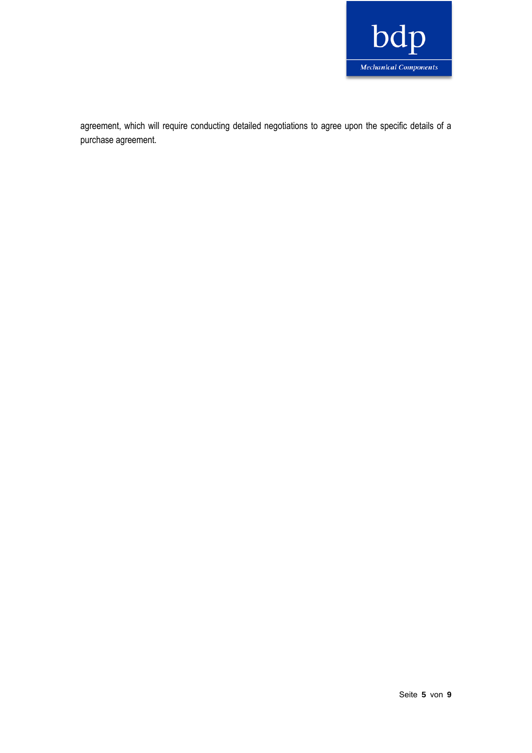agreement, which will require conducting detailed negotiations to agree upon the specific details of a purchase agreement.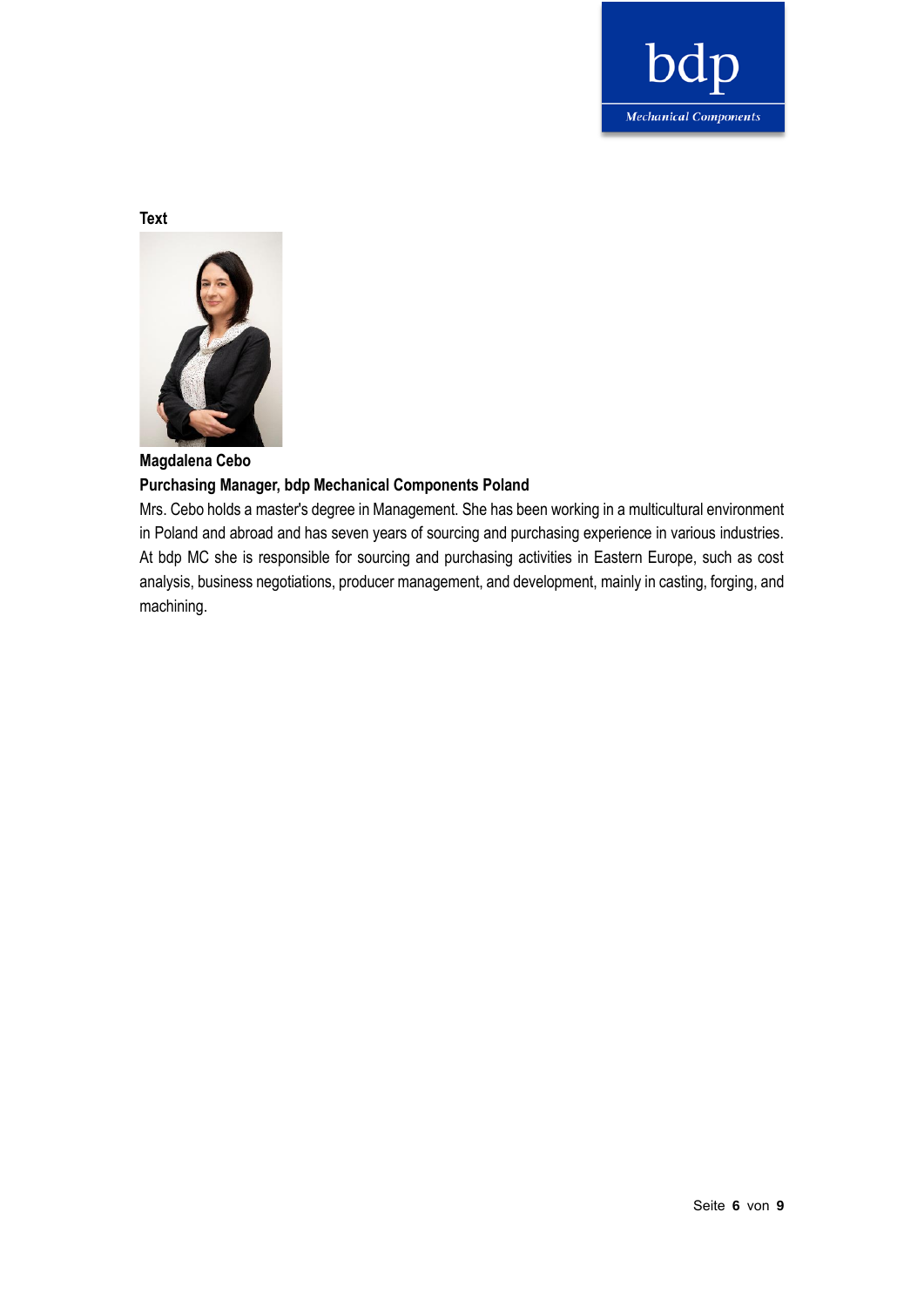**Text**

**Magdalena Cebo**

**Purchasing Manager, bdp Mechanical Components Poland**

Mrs. Cebo holds a master's degree in Management. She has been working in a multicultural environment in Poland and abroad and has seven years of sourcing and purchasing experience in various industries. At bdp MC she is responsible for sourcing and purchasing activities in Eastern Europe, such as cost analysis, business negotiations, producer management, and development, mainly in casting, forging, and machining.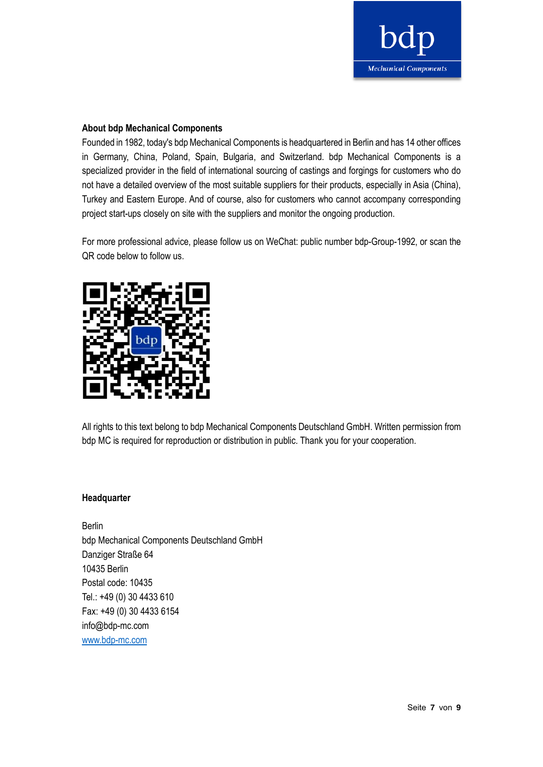**About bdp Mechanical Components**

Founded in 1982, today's bdp Mechanical Components is headquartered in Berlin and has 14 other offices in Germany, China, Poland, Spain, Bulgaria, and Switzerland. bdp Mechanical Components is a specialized provider in the field of international sourcing of castings and forgings for customers who do not have a detailed overview of the most suitable suppliers for their products, especially in Asia (China), Turkey and Eastern Europe. And of course, also for customers who cannot accompany corresponding project start-ups closely on site with the suppliers and monitor the ongoing production.

For more professional advice, please follow us on WeChat: public number bdp-Group-1992, or scan the QR code below to follow us.

All rights to this text belong to bdp Mechanical Components Deutschland GmbH. Written permission from bdp MC is required for reproduction or distribution in public. Thank you for your cooperation.

**Headquarter**

Berlin
bdp Mechanical Components Deutschland GmbH
Danziger Straße 64
10435 Berlin
Postal code: 10435
Tel.: +49 (0) 30 4433 610
Fax: +49 (0) 30 4433 6154
info@bdp-mc.com
www.bdp-mc.com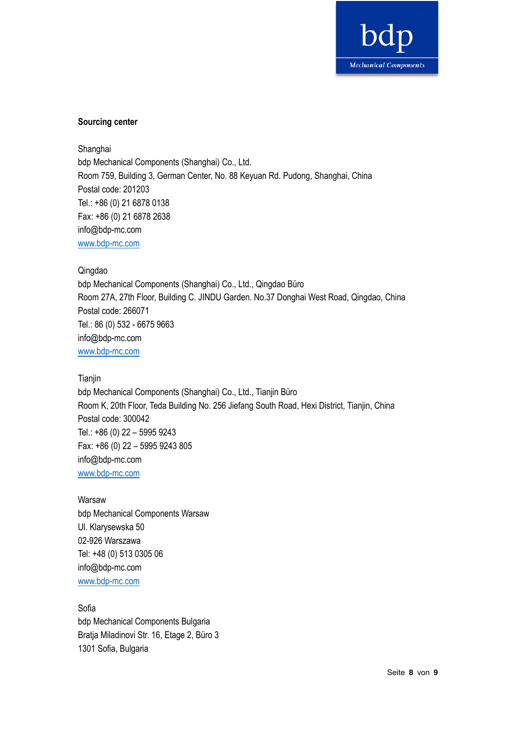**Sourcing center**

Shanghai
bdp Mechanical Components (Shanghai) Co., Ltd.
Room 759, Building 3, German Center, No. 88 Keyuan Rd. Pudong, Shanghai, China
Postal code: 201203
Tel.: +86 (0) 21 6878 0138
Fax: +86 (0) 21 6878 2638
info@bdp-mc.com
www.bdp-mc.com

Qingdao
bdp Mechanical Components (Shanghai) Co., Ltd., Qingdao Büro
Room 27A, 27th Floor, Building C. JINDU Garden. No.37 Donghai West Road, Qingdao, China
Postal code: 266071
Tel.: 86 (0) 532 - 6675 9663
info@bdp-mc.com
www.bdp-mc.com

Tianjin
bdp Mechanical Components (Shanghai) Co., Ltd., Tianjin Büro
Room K, 20th Floor, Teda Building No. 256 Jiefang South Road, Hexi District, Tianjin, China
Postal code: 300042
Tel.: +86 (0) 22 – 5995 9243
Fax: +86 (0) 22 – 5995 9243 805
info@bdp-mc.com
www.bdp-mc.com

Warsaw
bdp Mechanical Components Warsaw
Ul. Klarysewska 50
02-926 Warszawa
Tel: +48 (0) 513 0305 06
info@bdp-mc.com
www.bdp-mc.com

Sofia
bdp Mechanical Components Bulgaria
Bratja Miladinovi Str. 16, Etage 2, Büro 3
1301 Sofia, Bulgaria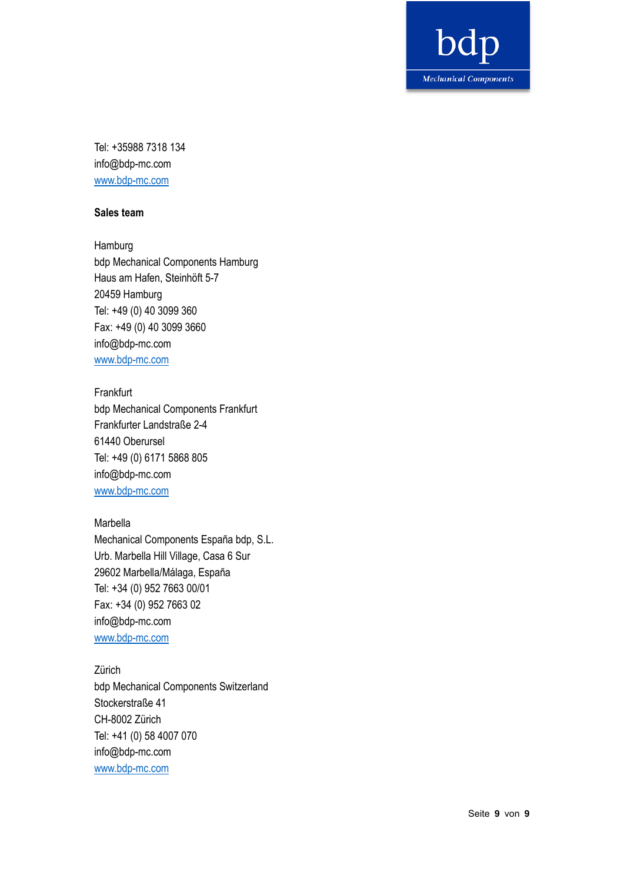Tel: +35988 7318 134
info@bdp-mc.com
www.bdp-mc.com

**Sales team**

Hamburg
bdp Mechanical Components Hamburg
Haus am Hafen, Steinhöft 5-7
20459 Hamburg
Tel: +49 (0) 40 3099 360
Fax: +49 (0) 40 3099 3660
info@bdp-mc.com
www.bdp-mc.com

Frankfurt
bdp Mechanical Components Frankfurt
Frankfurter Landstraße 2-4
61440 Oberursel
Tel: +49 (0) 6171 5868 805
info@bdp-mc.com
www.bdp-mc.com

Marbella
Mechanical Components España bdp, S.L.
Urb. Marbella Hill Village, Casa 6 Sur
29602 Marbella/Málaga, España
Tel: +34 (0) 952 7663 00/01
Fax: +34 (0) 952 7663 02
info@bdp-mc.com
www.bdp-mc.com

Zürich
bdp Mechanical Components Switzerland
Stockerstraße 41
CH-8002 Zürich
Tel: +41 (0) 58 4007 070
info@bdp-mc.com
www.bdp-mc.com